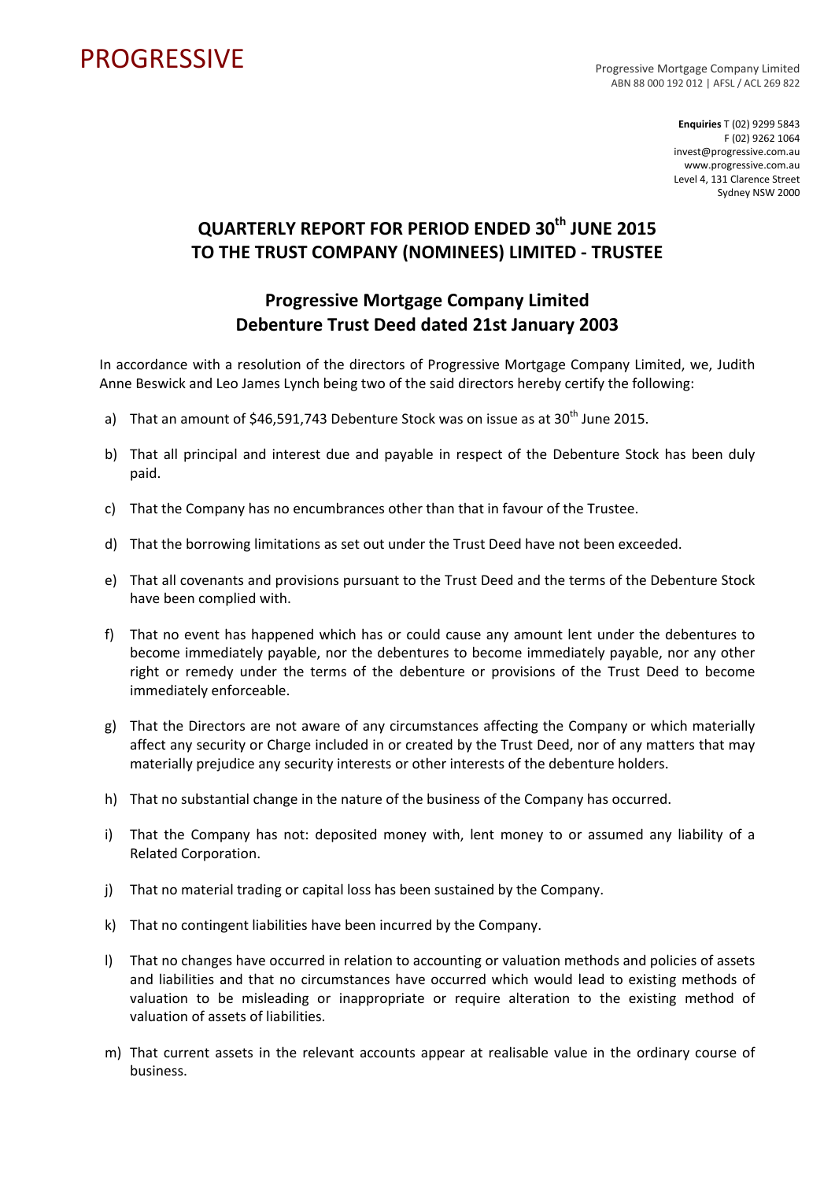PROGRESSIVE

Progressive Mortgage Company Limited
ABN 88 000 192 012 | AFSL / ACL 269 822

**Enquiries** T (02) 9299 5843
F (02) 9262 1064
invest@progressive.com.au
www.progressive.com.au
Level 4, 131 Clarence Street
Sydney NSW 2000

# QUARTERLY REPORT FOR PERIOD ENDED 30th JUNE 2015 TO THE TRUST COMPANY (NOMINEES) LIMITED - TRUSTEE

## Progressive Mortgage Company Limited
## Debenture Trust Deed dated 21st January 2003

In accordance with a resolution of the directors of Progressive Mortgage Company Limited, we, Judith Anne Beswick and Leo James Lynch being two of the said directors hereby certify the following:

a) That an amount of $46,591,743 Debenture Stock was on issue as at 30th June 2015.

b) That all principal and interest due and payable in respect of the Debenture Stock has been duly paid.

c) That the Company has no encumbrances other than that in favour of the Trustee.

d) That the borrowing limitations as set out under the Trust Deed have not been exceeded.

e) That all covenants and provisions pursuant to the Trust Deed and the terms of the Debenture Stock have been complied with.

f) That no event has happened which has or could cause any amount lent under the debentures to become immediately payable, nor the debentures to become immediately payable, nor any other right or remedy under the terms of the debenture or provisions of the Trust Deed to become immediately enforceable.

g) That the Directors are not aware of any circumstances affecting the Company or which materially affect any security or Charge included in or created by the Trust Deed, nor of any matters that may materially prejudice any security interests or other interests of the debenture holders.

h) That no substantial change in the nature of the business of the Company has occurred.

i) That the Company has not: deposited money with, lent money to or assumed any liability of a Related Corporation.

j) That no material trading or capital loss has been sustained by the Company.

k) That no contingent liabilities have been incurred by the Company.

l) That no changes have occurred in relation to accounting or valuation methods and policies of assets and liabilities and that no circumstances have occurred which would lead to existing methods of valuation to be misleading or inappropriate or require alteration to the existing method of valuation of assets of liabilities.

m) That current assets in the relevant accounts appear at realisable value in the ordinary course of business.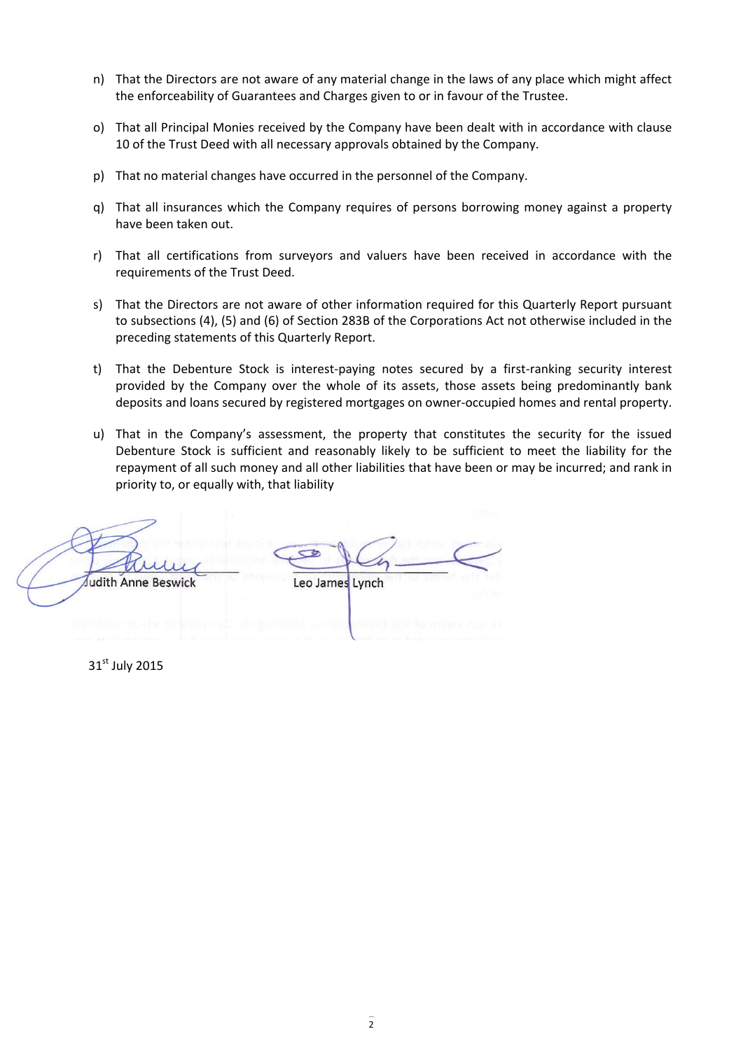n) That the Directors are not aware of any material change in the laws of any place which might affect the enforceability of Guarantees and Charges given to or in favour of the Trustee.

o) That all Principal Monies received by the Company have been dealt with in accordance with clause 10 of the Trust Deed with all necessary approvals obtained by the Company.

p) That no material changes have occurred in the personnel of the Company.

q) That all insurances which the Company requires of persons borrowing money against a property have been taken out.

r) That all certifications from surveyors and valuers have been received in accordance with the requirements of the Trust Deed.

s) That the Directors are not aware of other information required for this Quarterly Report pursuant to subsections (4), (5) and (6) of Section 283B of the Corporations Act not otherwise included in the preceding statements of this Quarterly Report.

t) That the Debenture Stock is interest-paying notes secured by a first-ranking security interest provided by the Company over the whole of its assets, those assets being predominantly bank deposits and loans secured by registered mortgages on owner-occupied homes and rental property.

u) That in the Company's assessment, the property that constitutes the security for the issued Debenture Stock is sufficient and reasonably likely to be sufficient to meet the liability for the repayment of all such money and all other liabilities that have been or may be incurred; and rank in priority to, or equally with, that liability

Judith Anne Beswick

Leo James Lynch

31st July 2015